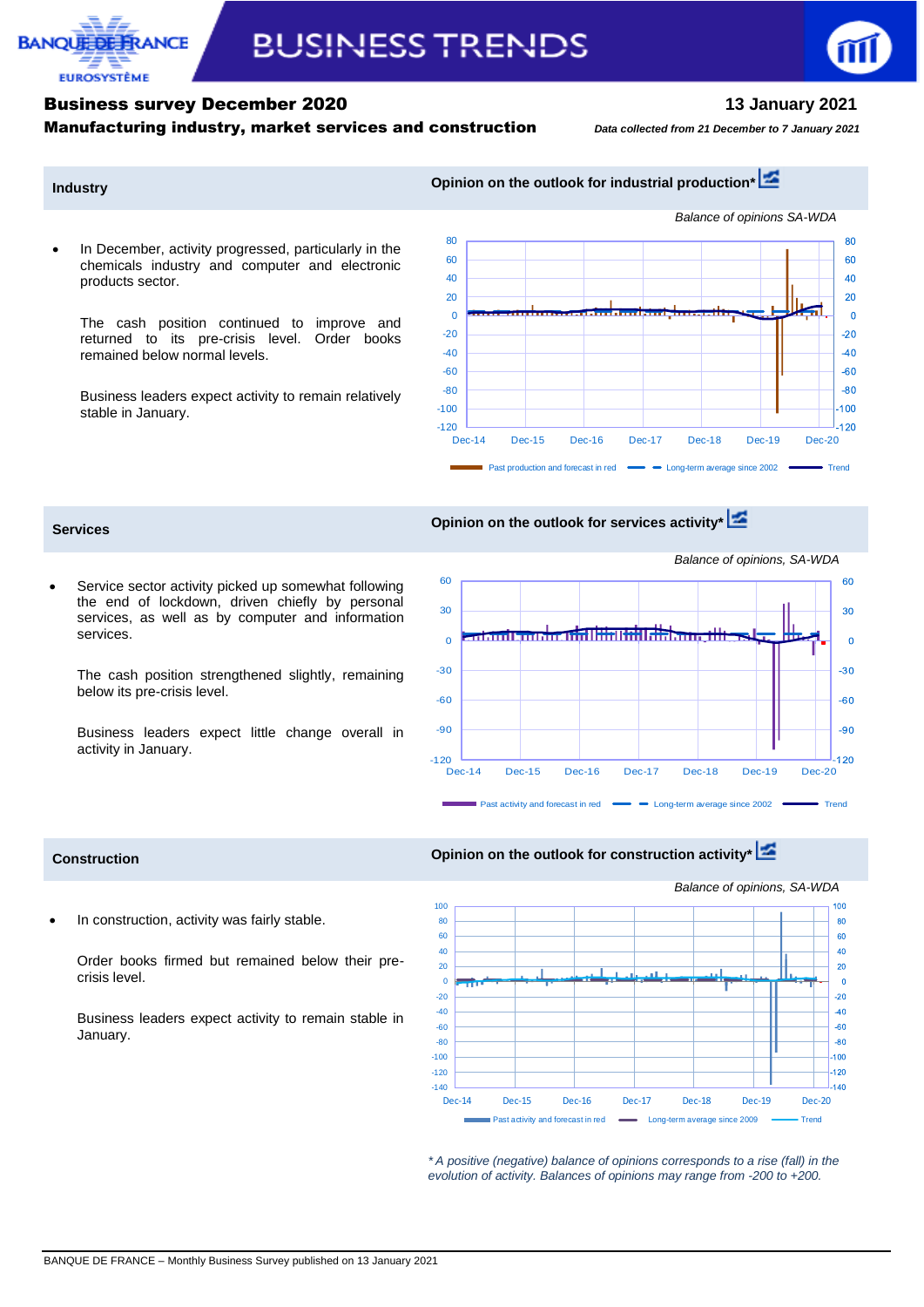BANQUE DE FRANCE
EUROSYSTÈME

# BUSINESS TRENDS

**Business survey December 2020**

**13 January 2021**

**Manufacturing industry, market services and construction**

*Data collected from 21 December to 7 January 2021*

## Industry

- In December, activity progressed, particularly in the chemicals industry and computer and electronic products sector.

  The cash position continued to improve and returned to its pre-crisis level. Order books remained below normal levels.

  Business leaders expect activity to remain relatively stable in January.

**Opinion on the outlook for industrial production***

*Balance of opinions SA-WDA*

80
60
40
20
0
-20
-40
-60
-80
-100
-120

Dec-14 Dec-15 Dec-16 Dec-17 Dec-18 Dec-19 Dec-20

Past production and forecast in red — Long-term average since 2002 — Trend

## Services

- Service sector activity picked up somewhat following the end of lockdown, driven chiefly by personal services, as well as by computer and information services.

  The cash position strengthened slightly, remaining below its pre-crisis level.

  Business leaders expect little change overall in activity in January.

**Opinion on the outlook for services activity***

*Balance of opinions, SA-WDA*

60
30
0
-30
-60
-90
-120

Dec-14 Dec-15 Dec-16 Dec-17 Dec-18 Dec-19 Dec-20

Past activity and forecast in red — Long-term average since 2002 — Trend

## Construction

- In construction, activity was fairly stable.

  Order books firmed but remained below their pre-crisis level.

  Business leaders expect activity to remain stable in January.

**Opinion on the outlook for construction activity***

*Balance of opinions, SA-WDA*

100
80
60
40
20
0
-20
-40
-60
-80
-100
-120
-140

Dec-14 Dec-15 Dec-16 Dec-17 Dec-18 Dec-19 Dec-20

Past activity and forecast in red — Long-term average since 2009 — Trend

*\* A positive (negative) balance of opinions corresponds to a rise (fall) in the evolution of activity. Balances of opinions may range from -200 to +200.*

BANQUE DE FRANCE – Monthly Business Survey published on 13 January 2021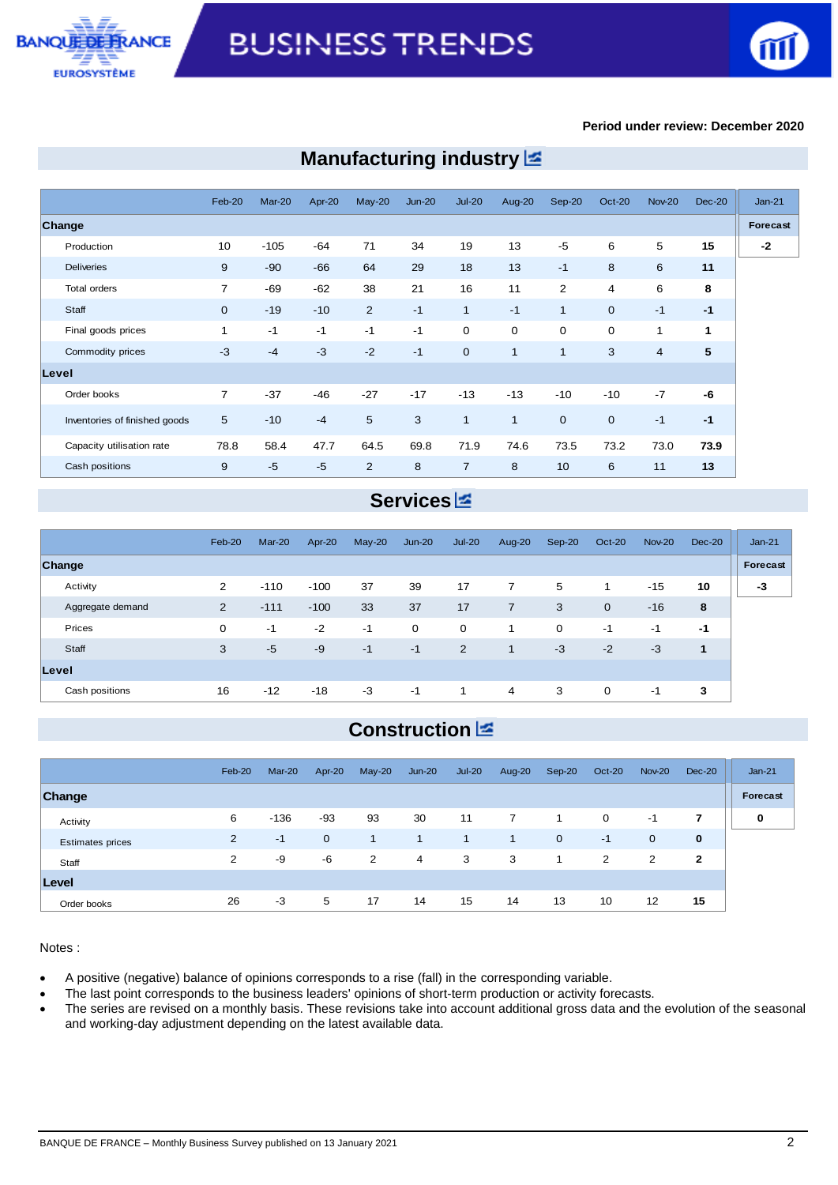Period under review: December 2020

## Manufacturing industry

| | Feb-20 | Mar-20 | Apr-20 | May-20 | Jun-20 | Jul-20 | Aug-20 | Sep-20 | Oct-20 | Nov-20 | Dec-20 | Jan-21 |
|---|---|---|---|---|---|---|---|---|---|---|---|---|
| **Change** | | | | | | | | | | | | **Forecast** |
| Production | 10 | -105 | -64 | 71 | 34 | 19 | 13 | -5 | 6 | 5 | **15** | **-2** |
| Deliveries | 9 | -90 | -66 | 64 | 29 | 18 | 13 | -1 | 8 | 6 | **11** | |
| Total orders | 7 | -69 | -62 | 38 | 21 | 16 | 11 | 2 | 4 | 6 | **8** | |
| Staff | 0 | -19 | -10 | 2 | -1 | 1 | -1 | 1 | 0 | -1 | **-1** | |
| Final goods prices | 1 | -1 | -1 | -1 | -1 | 0 | 0 | 0 | 0 | 1 | **1** | |
| Commodity prices | -3 | -4 | -3 | -2 | -1 | 0 | 1 | 1 | 3 | 4 | **5** | |
| **Level** | | | | | | | | | | | | |
| Order books | 7 | -37 | -46 | -27 | -17 | -13 | -13 | -10 | -10 | -7 | **-6** | |
| Inventories of finished goods | 5 | -10 | -4 | 5 | 3 | 1 | 1 | 0 | 0 | -1 | **-1** | |
| Capacity utilisation rate | 78.8 | 58.4 | 47.7 | 64.5 | 69.8 | 71.9 | 74.6 | 73.5 | 73.2 | 73.0 | **73.9** | |
| Cash positions | 9 | -5 | -5 | 2 | 8 | 7 | 8 | 10 | 6 | 11 | **13** | |

## Services

| | Feb-20 | Mar-20 | Apr-20 | May-20 | Jun-20 | Jul-20 | Aug-20 | Sep-20 | Oct-20 | Nov-20 | Dec-20 | Jan-21 |
|---|---|---|---|---|---|---|---|---|---|---|---|---|
| **Change** | | | | | | | | | | | | **Forecast** |
| Activity | 2 | -110 | -100 | 37 | 39 | 17 | 7 | 5 | 1 | -15 | **10** | **-3** |
| Aggregate demand | 2 | -111 | -100 | 33 | 37 | 17 | 7 | 3 | 0 | -16 | **8** | |
| Prices | 0 | -1 | -2 | -1 | 0 | 0 | 1 | 0 | -1 | -1 | **-1** | |
| Staff | 3 | -5 | -9 | -1 | -1 | 2 | 1 | -3 | -2 | -3 | **1** | |
| **Level** | | | | | | | | | | | | |
| Cash positions | 16 | -12 | -18 | -3 | -1 | 1 | 4 | 3 | 0 | -1 | **3** | |

## Construction

| | Feb-20 | Mar-20 | Apr-20 | May-20 | Jun-20 | Jul-20 | Aug-20 | Sep-20 | Oct-20 | Nov-20 | Dec-20 | Jan-21 |
|---|---|---|---|---|---|---|---|---|---|---|---|---|
| **Change** | | | | | | | | | | | | **Forecast** |
| Activity | 6 | -136 | -93 | 93 | 30 | 11 | 7 | 1 | 0 | -1 | **7** | **0** |
| Estimates prices | 2 | -1 | 0 | 1 | 1 | 1 | 1 | 0 | -1 | 0 | **0** | |
| Staff | 2 | -9 | -6 | 2 | 4 | 3 | 3 | 1 | 2 | 2 | **2** | |
| **Level** | | | | | | | | | | | | |
| Order books | 26 | -3 | 5 | 17 | 14 | 15 | 14 | 13 | 10 | 12 | **15** | |

Notes :

- A positive (negative) balance of opinions corresponds to a rise (fall) in the corresponding variable.
- The last point corresponds to the business leaders' opinions of short-term production or activity forecasts.
- The series are revised on a monthly basis. These revisions take into account additional gross data and the evolution of the seasonal and working-day adjustment depending on the latest available data.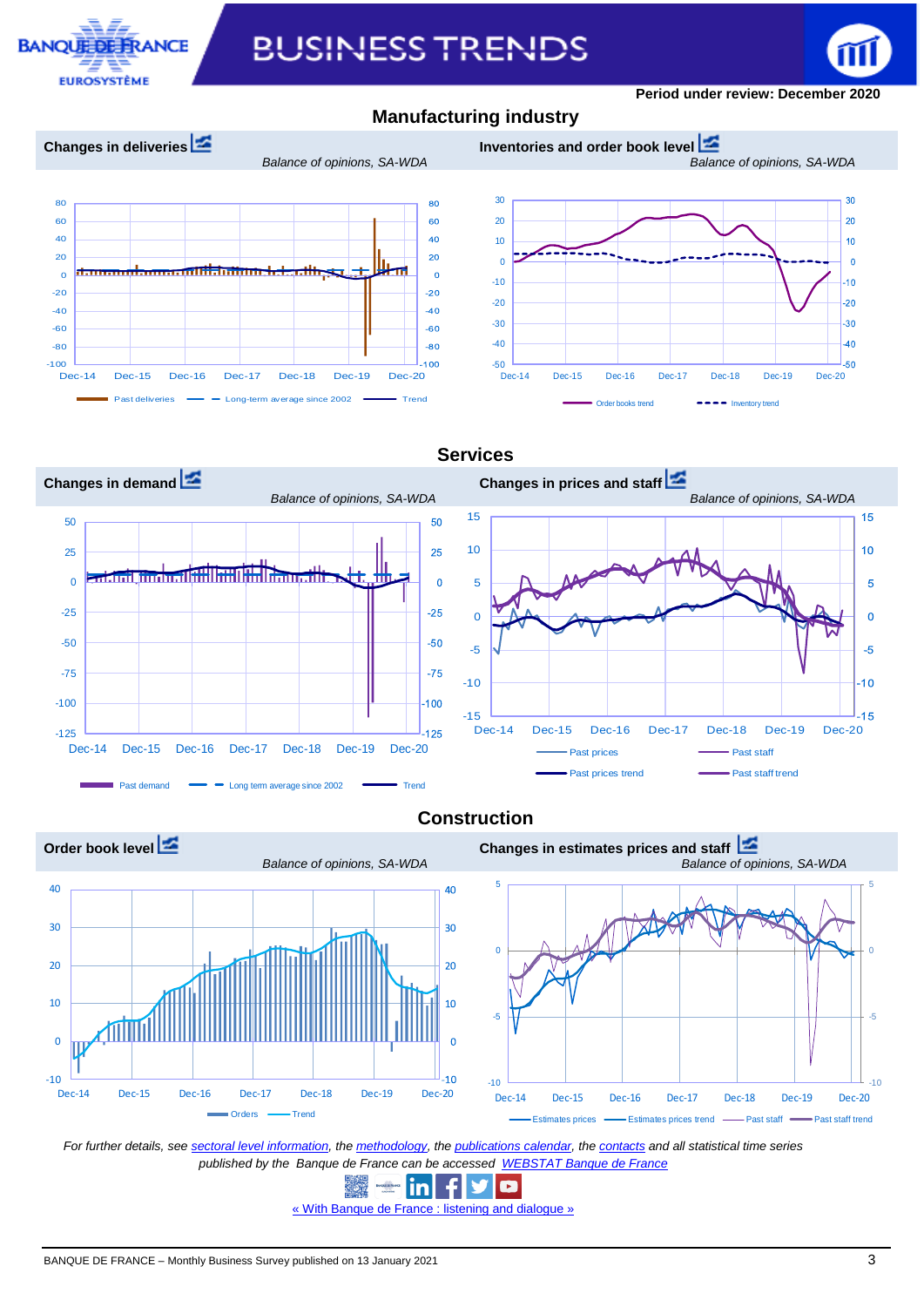BANQUE DE FRANCE EUROSYSTÈME

# BUSINESS TRENDS

**Period under review: December 2020**

## Manufacturing industry

### Changes in deliveries

*Balance of opinions, SA-WDA*

80
60
40
20
0
-20
-40
-60
-80
-100

Dec-14 Dec-15 Dec-16 Dec-17 Dec-18 Dec-19 Dec-20

Past deliveries — Long-term average since 2002 — Trend

### Inventories and order book level

*Balance of opinions, SA-WDA*

30
20
10
0
-10
-20
-30
-40
-50

Dec-14 Dec-15 Dec-16 Dec-17 Dec-18 Dec-19 Dec-20

Order books trend — Inventory trend

## Services

### Changes in demand

*Balance of opinions, SA-WDA*

50
25
0
-25
-50
-75
-100
-125

Dec-14 Dec-15 Dec-16 Dec-17 Dec-18 Dec-19 Dec-20

Past demand — Long term average since 2002 — Trend

### Changes in prices and staff

*Balance of opinions, SA-WDA*

15
10
5
0
-5
-10
-15

Dec-14 Dec-15 Dec-16 Dec-17 Dec-18 Dec-19 Dec-20

Past prices — Past staff — Past prices trend — Past staff trend

## Construction

### Order book level

*Balance of opinions, SA-WDA*

40
30
20
10
0
-10

Dec-14 Dec-15 Dec-16 Dec-17 Dec-18 Dec-19 Dec-20

Orders — Trend

### Changes in estimates prices and staff

*Balance of opinions, SA-WDA*

5
0
-5
-10

Dec-14 Dec-15 Dec-16 Dec-17 Dec-18 Dec-19 Dec-20

Estimates prices — Estimates prices trend — Past staff — Past staff trend

*For further details, see sectoral level information, the methodology, the publications calendar, the contacts and all statistical time series published by the Banque de France can be accessed WEBSTAT Banque de France*

« With Banque de France : listening and dialogue »

BANQUE DE FRANCE – Monthly Business Survey published on 13 January 2021